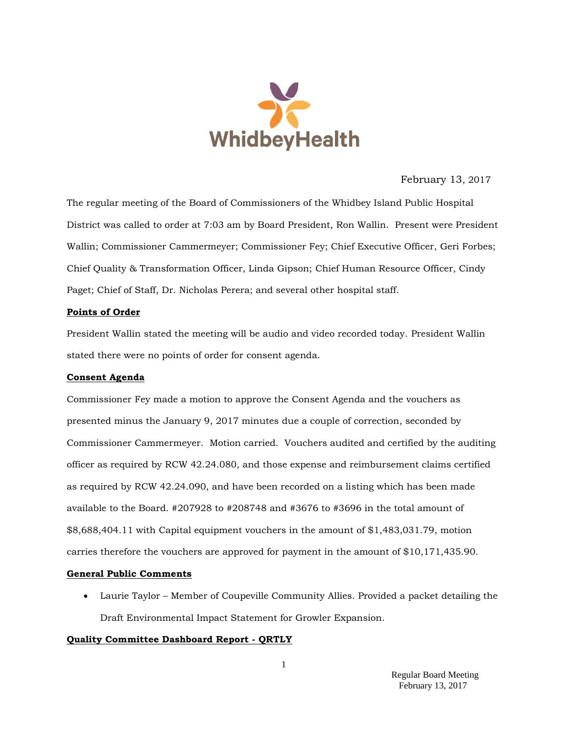WhidbeyHealth

February 13, 2017

The regular meeting of the Board of Commissioners of the Whidbey Island Public Hospital District was called to order at 7:03 am by Board President, Ron Wallin. Present were President Wallin; Commissioner Cammermeyer; Commissioner Fey; Chief Executive Officer, Geri Forbes; Chief Quality & Transformation Officer, Linda Gipson; Chief Human Resource Officer, Cindy Paget; Chief of Staff, Dr. Nicholas Perera; and several other hospital staff.

**Points of Order**

President Wallin stated the meeting will be audio and video recorded today. President Wallin stated there were no points of order for consent agenda.

**Consent Agenda**

Commissioner Fey made a motion to approve the Consent Agenda and the vouchers as presented minus the January 9, 2017 minutes due a couple of correction, seconded by Commissioner Cammermeyer. Motion carried. Vouchers audited and certified by the auditing officer as required by RCW 42.24.080, and those expense and reimbursement claims certified as required by RCW 42.24.090, and have been recorded on a listing which has been made available to the Board. #207928 to #208748 and #3676 to #3696 in the total amount of $8,688,404.11 with Capital equipment vouchers in the amount of $1,483,031.79, motion carries therefore the vouchers are approved for payment in the amount of $10,171,435.90.

**General Public Comments**

- Laurie Taylor – Member of Coupeville Community Allies. Provided a packet detailing the Draft Environmental Impact Statement for Growler Expansion.

**Quality Committee Dashboard Report - QRTLY**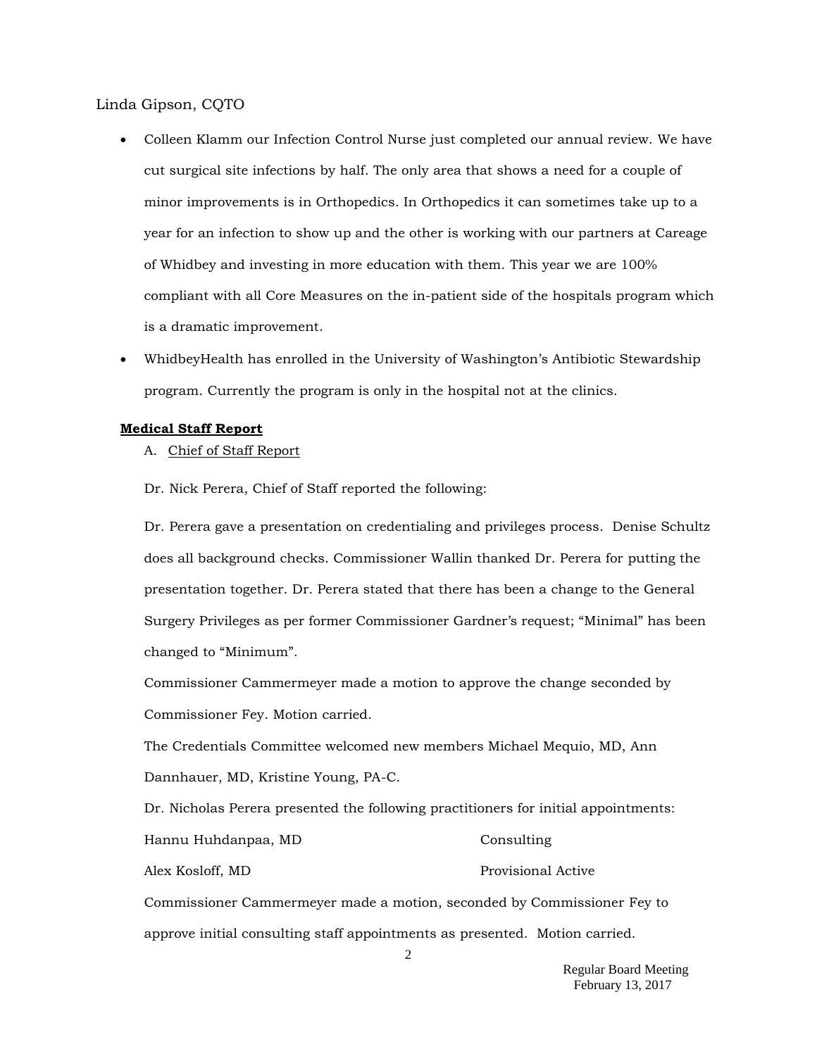Linda Gipson, CQTO

- Colleen Klamm our Infection Control Nurse just completed our annual review. We have cut surgical site infections by half. The only area that shows a need for a couple of minor improvements is in Orthopedics. In Orthopedics it can sometimes take up to a year for an infection to show up and the other is working with our partners at Careage of Whidbey and investing in more education with them. This year we are 100% compliant with all Core Measures on the in-patient side of the hospitals program which is a dramatic improvement.
- WhidbeyHealth has enrolled in the University of Washington's Antibiotic Stewardship program. Currently the program is only in the hospital not at the clinics.

**Medical Staff Report**

A. Chief of Staff Report

Dr. Nick Perera, Chief of Staff reported the following:

Dr. Perera gave a presentation on credentialing and privileges process. Denise Schultz does all background checks. Commissioner Wallin thanked Dr. Perera for putting the presentation together. Dr. Perera stated that there has been a change to the General Surgery Privileges as per former Commissioner Gardner's request; "Minimal" has been changed to "Minimum".

Commissioner Cammermeyer made a motion to approve the change seconded by Commissioner Fey. Motion carried.

The Credentials Committee welcomed new members Michael Mequio, MD, Ann Dannhauer, MD, Kristine Young, PA-C.

Dr. Nicholas Perera presented the following practitioners for initial appointments:

| | |
|---|---|
| Hannu Huhdanpaa, MD | Consulting |
| Alex Kosloff, MD | Provisional Active |

Commissioner Cammermeyer made a motion, seconded by Commissioner Fey to approve initial consulting staff appointments as presented. Motion carried.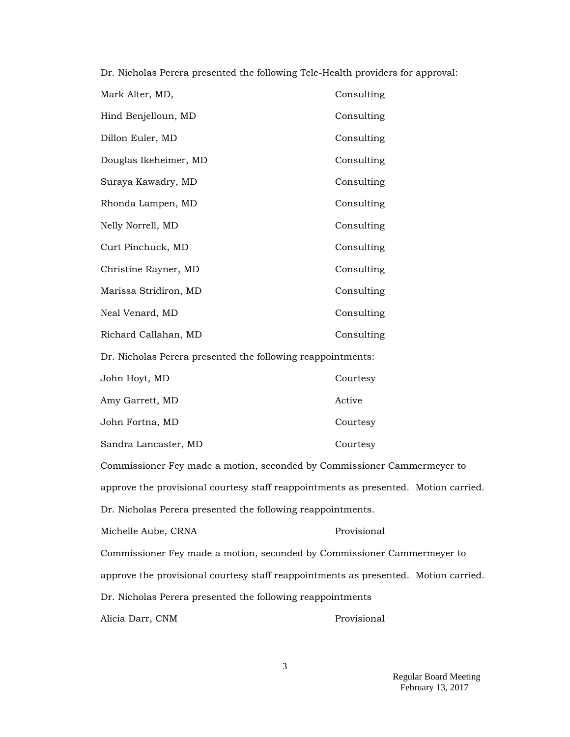Dr. Nicholas Perera presented the following Tele-Health providers for approval:

| | |
|---|---|
| Mark Alter, MD, | Consulting |
| Hind Benjelloun, MD | Consulting |
| Dillon Euler, MD | Consulting |
| Douglas Ikeheimer, MD | Consulting |
| Suraya Kawadry, MD | Consulting |
| Rhonda Lampen, MD | Consulting |
| Nelly Norrell, MD | Consulting |
| Curt Pinchuck, MD | Consulting |
| Christine Rayner, MD | Consulting |
| Marissa Stridiron, MD | Consulting |
| Neal Venard, MD | Consulting |
| Richard Callahan, MD | Consulting |

Dr. Nicholas Perera presented the following reappointments:

| | |
|---|---|
| John Hoyt, MD | Courtesy |
| Amy Garrett, MD | Active |
| John Fortna, MD | Courtesy |
| Sandra Lancaster, MD | Courtesy |

Commissioner Fey made a motion, seconded by Commissioner Cammermeyer to approve the provisional courtesy staff reappointments as presented. Motion carried.

Dr. Nicholas Perera presented the following reappointments.

| | |
|---|---|
| Michelle Aube, CRNA | Provisional |

Commissioner Fey made a motion, seconded by Commissioner Cammermeyer to approve the provisional courtesy staff reappointments as presented. Motion carried.

Dr. Nicholas Perera presented the following reappointments

| | |
|---|---|
| Alicia Darr, CNM | Provisional |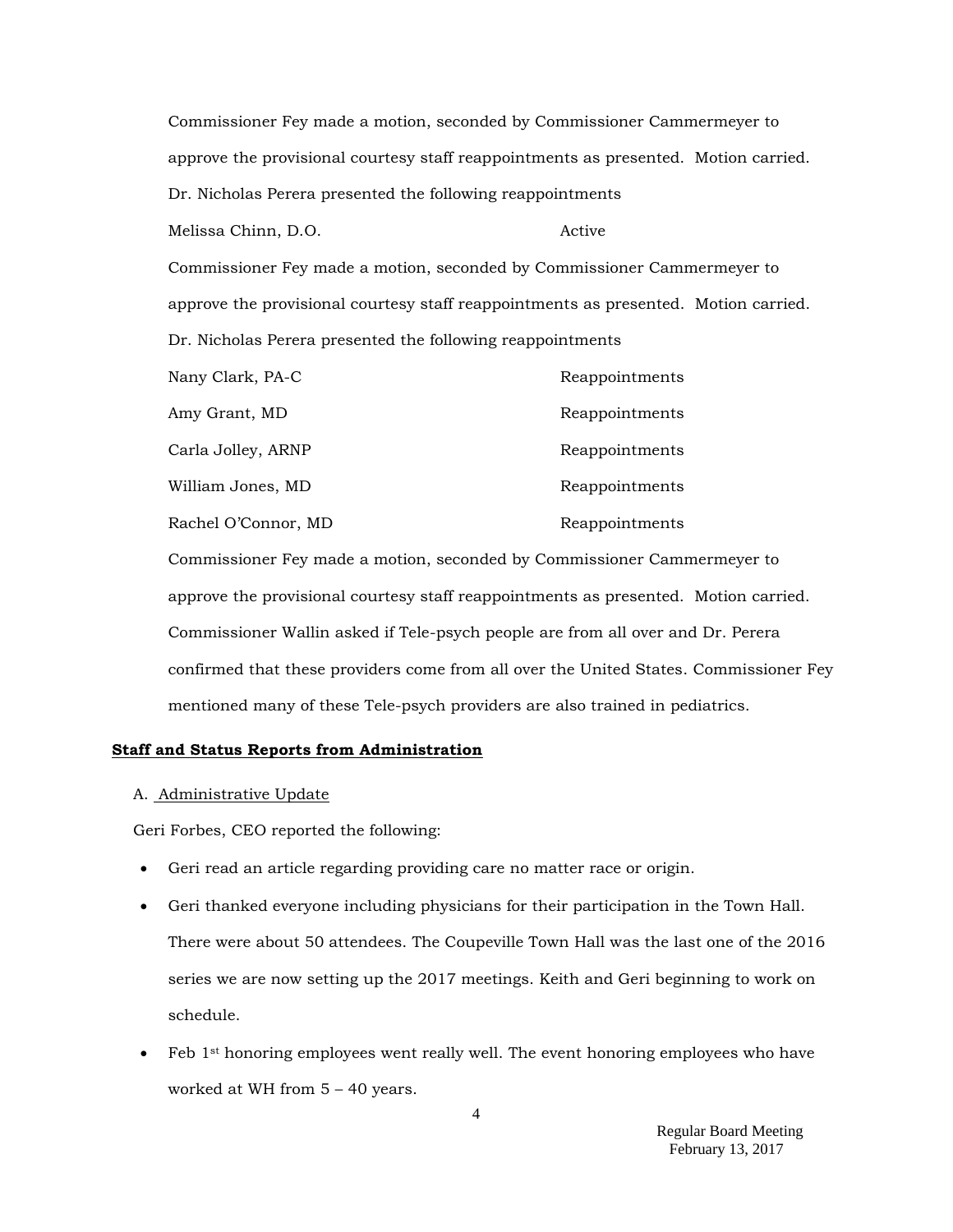Commissioner Fey made a motion, seconded by Commissioner Cammermeyer to approve the provisional courtesy staff reappointments as presented. Motion carried.

Dr. Nicholas Perera presented the following reappointments

| | |
|---|---|
| Melissa Chinn, D.O. | Active |

Commissioner Fey made a motion, seconded by Commissioner Cammermeyer to approve the provisional courtesy staff reappointments as presented. Motion carried.

Dr. Nicholas Perera presented the following reappointments

| | |
|---|---|
| Nany Clark, PA-C | Reappointments |
| Amy Grant, MD | Reappointments |
| Carla Jolley, ARNP | Reappointments |
| William Jones, MD | Reappointments |
| Rachel O'Connor, MD | Reappointments |

Commissioner Fey made a motion, seconded by Commissioner Cammermeyer to approve the provisional courtesy staff reappointments as presented. Motion carried.

Commissioner Wallin asked if Tele-psych people are from all over and Dr. Perera confirmed that these providers come from all over the United States. Commissioner Fey mentioned many of these Tele-psych providers are also trained in pediatrics.

**Staff and Status Reports from Administration**

A. Administrative Update

Geri Forbes, CEO reported the following:

- Geri read an article regarding providing care no matter race or origin.
- Geri thanked everyone including physicians for their participation in the Town Hall. There were about 50 attendees. The Coupeville Town Hall was the last one of the 2016 series we are now setting up the 2017 meetings. Keith and Geri beginning to work on schedule.
- Feb 1st honoring employees went really well. The event honoring employees who have worked at WH from 5 – 40 years.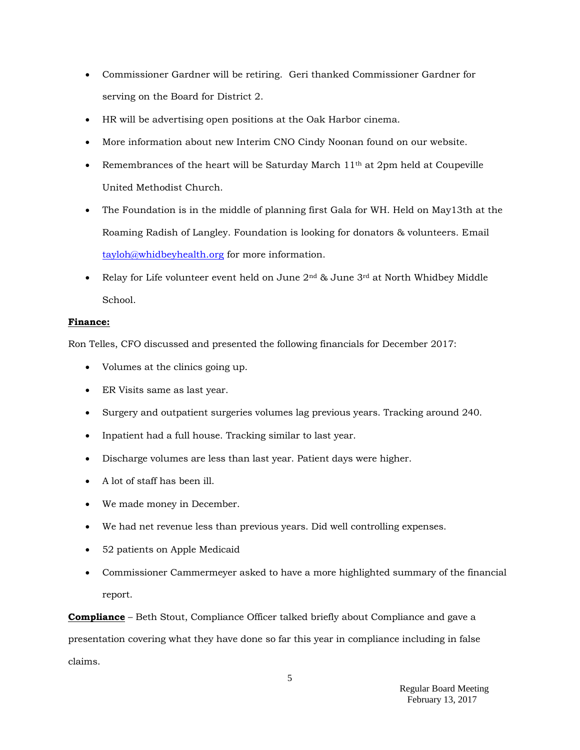- Commissioner Gardner will be retiring. Geri thanked Commissioner Gardner for serving on the Board for District 2.
- HR will be advertising open positions at the Oak Harbor cinema.
- More information about new Interim CNO Cindy Noonan found on our website.
- Remembrances of the heart will be Saturday March 11th at 2pm held at Coupeville United Methodist Church.
- The Foundation is in the middle of planning first Gala for WH. Held on May13th at the Roaming Radish of Langley. Foundation is looking for donators & volunteers. Email tayloh@whidbeyhealth.org for more information.
- Relay for Life volunteer event held on June 2nd & June 3rd at North Whidbey Middle School.

**Finance:**

Ron Telles, CFO discussed and presented the following financials for December 2017:

- Volumes at the clinics going up.
- ER Visits same as last year.
- Surgery and outpatient surgeries volumes lag previous years. Tracking around 240.
- Inpatient had a full house. Tracking similar to last year.
- Discharge volumes are less than last year. Patient days were higher.
- A lot of staff has been ill.
- We made money in December.
- We had net revenue less than previous years. Did well controlling expenses.
- 52 patients on Apple Medicaid
- Commissioner Cammermeyer asked to have a more highlighted summary of the financial report.

**Compliance** – Beth Stout, Compliance Officer talked briefly about Compliance and gave a presentation covering what they have done so far this year in compliance including in false claims.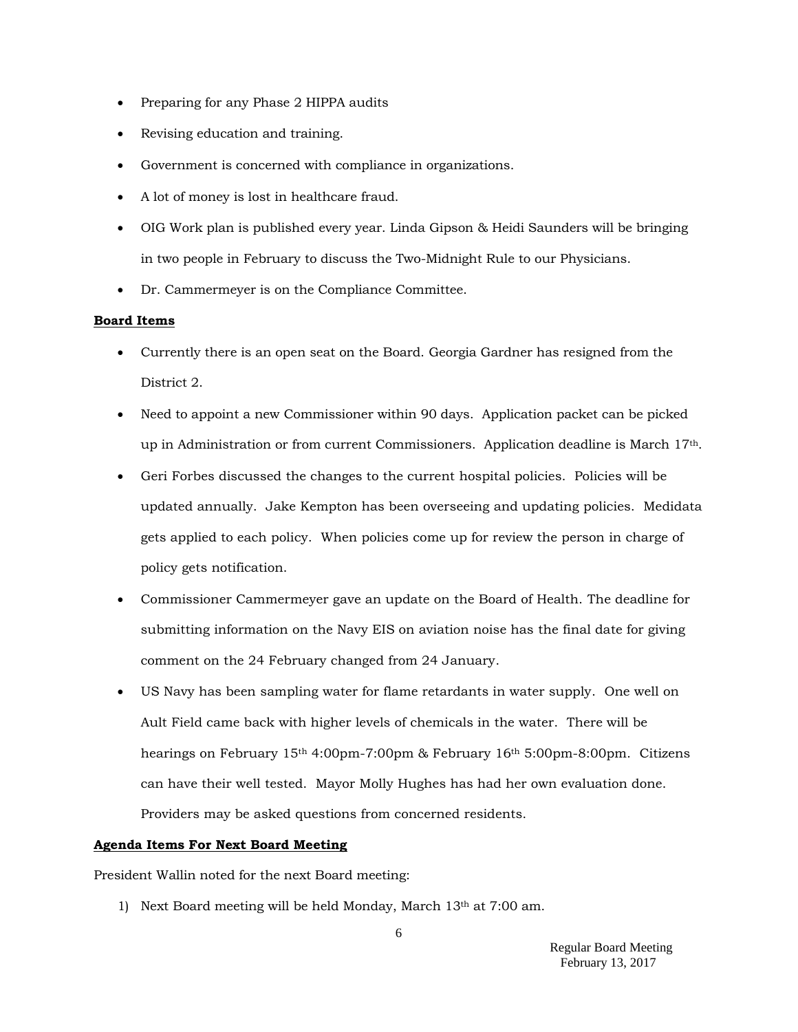- Preparing for any Phase 2 HIPPA audits
- Revising education and training.
- Government is concerned with compliance in organizations.
- A lot of money is lost in healthcare fraud.
- OIG Work plan is published every year. Linda Gipson & Heidi Saunders will be bringing in two people in February to discuss the Two-Midnight Rule to our Physicians.
- Dr. Cammermeyer is on the Compliance Committee.

**Board Items**

- Currently there is an open seat on the Board. Georgia Gardner has resigned from the District 2.
- Need to appoint a new Commissioner within 90 days. Application packet can be picked up in Administration or from current Commissioners. Application deadline is March 17th.
- Geri Forbes discussed the changes to the current hospital policies. Policies will be updated annually. Jake Kempton has been overseeing and updating policies. Medidata gets applied to each policy. When policies come up for review the person in charge of policy gets notification.
- Commissioner Cammermeyer gave an update on the Board of Health. The deadline for submitting information on the Navy EIS on aviation noise has the final date for giving comment on the 24 February changed from 24 January.
- US Navy has been sampling water for flame retardants in water supply. One well on Ault Field came back with higher levels of chemicals in the water. There will be hearings on February 15th 4:00pm-7:00pm & February 16th 5:00pm-8:00pm. Citizens can have their well tested. Mayor Molly Hughes has had her own evaluation done. Providers may be asked questions from concerned residents.

**Agenda Items For Next Board Meeting**

President Wallin noted for the next Board meeting:

1) Next Board meeting will be held Monday, March 13th at 7:00 am.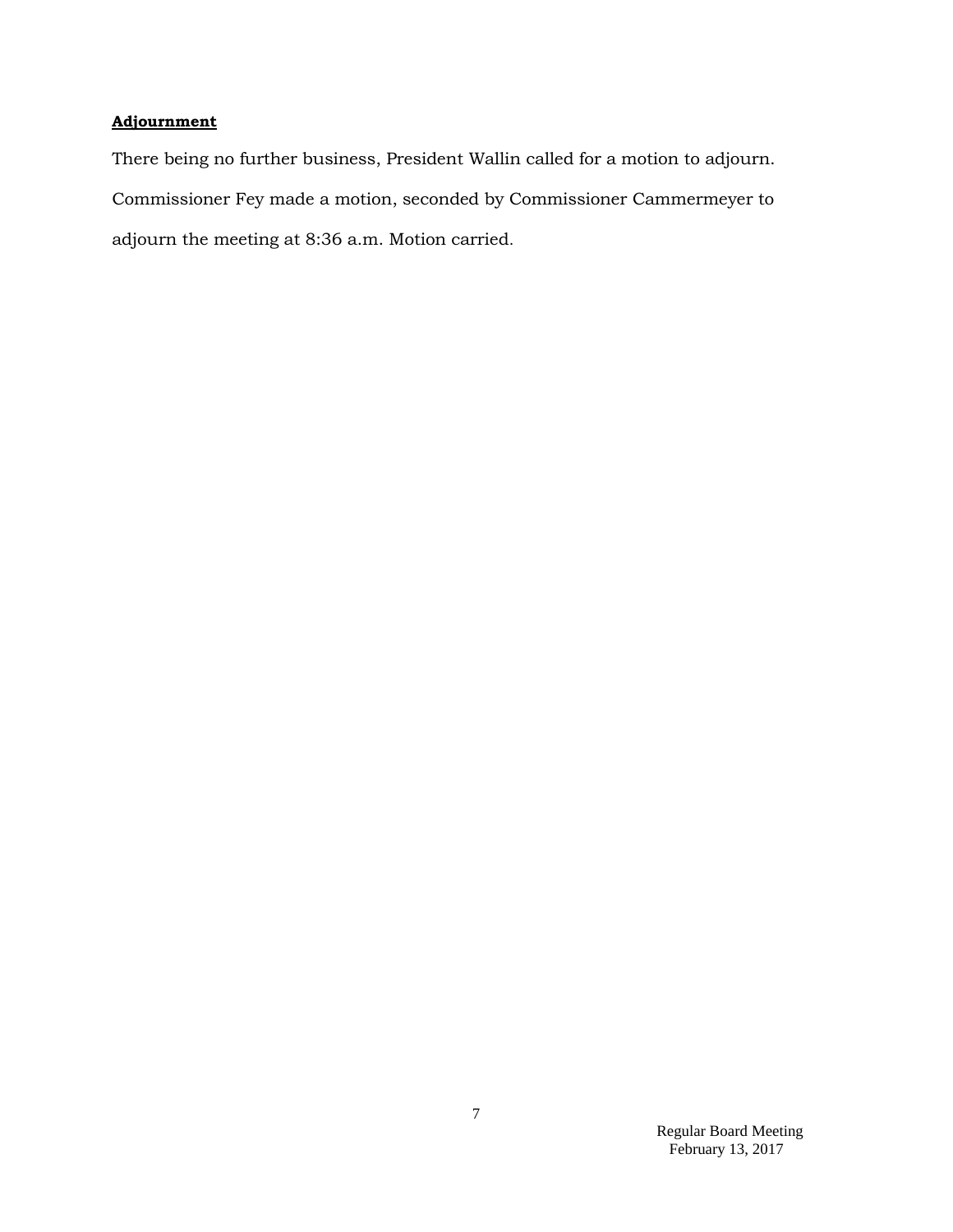**Adjournment**

There being no further business, President Wallin called for a motion to adjourn. Commissioner Fey made a motion, seconded by Commissioner Cammermeyer to adjourn the meeting at 8:36 a.m. Motion carried.